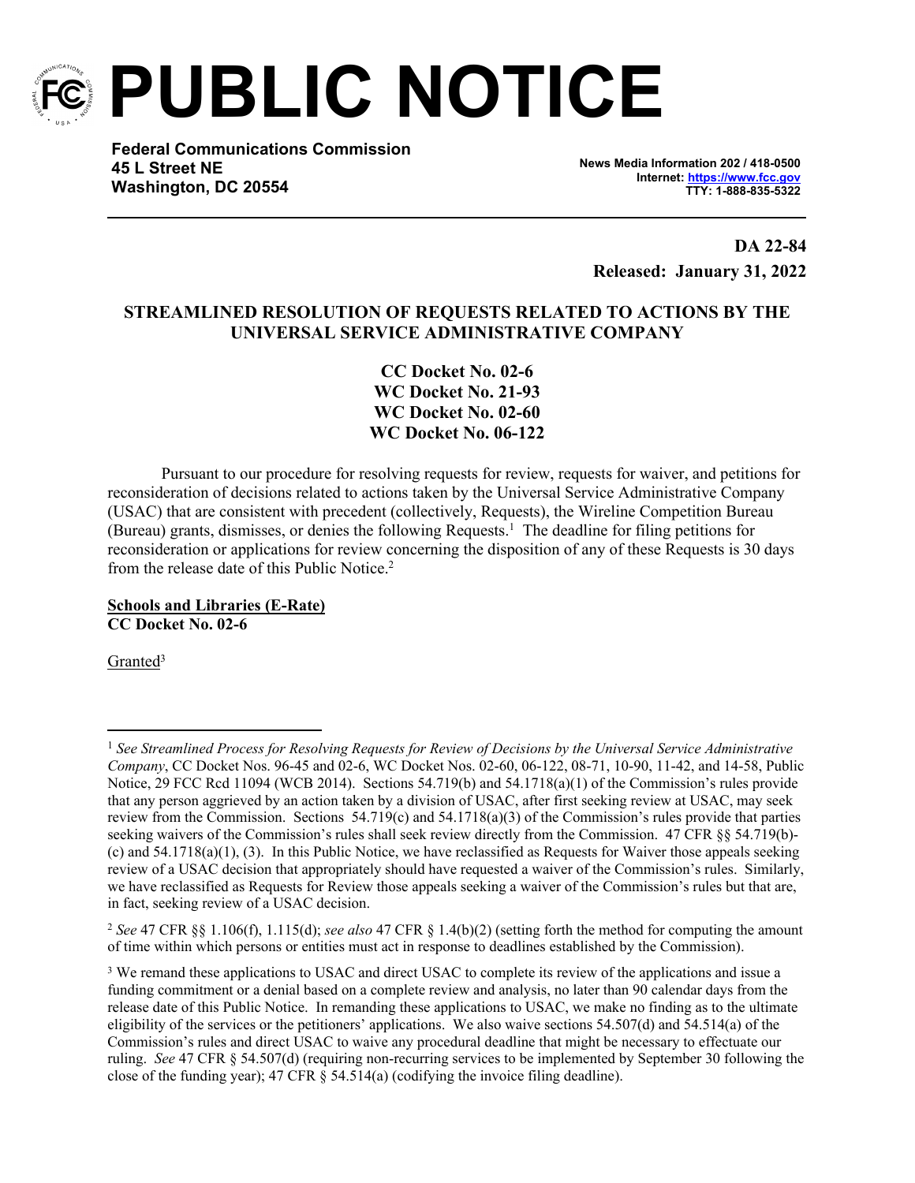# PUBLIC NOTICE

**Federal Communications Commission**
**45 L Street NE**
**Washington, DC 20554**

**News Media Information 202 / 418-0500**
**Internet: https://www.fcc.gov**
**TTY: 1-888-835-5322**

**DA 22-84**
**Released: January 31, 2022**

## STREAMLINED RESOLUTION OF REQUESTS RELATED TO ACTIONS BY THE UNIVERSAL SERVICE ADMINISTRATIVE COMPANY

**CC Docket No. 02-6**
**WC Docket No. 21-93**
**WC Docket No. 02-60**
**WC Docket No. 06-122**

Pursuant to our procedure for resolving requests for review, requests for waiver, and petitions for reconsideration of decisions related to actions taken by the Universal Service Administrative Company (USAC) that are consistent with precedent (collectively, Requests), the Wireline Competition Bureau (Bureau) grants, dismisses, or denies the following Requests.[1] The deadline for filing petitions for reconsideration or applications for review concerning the disposition of any of these Requests is 30 days from the release date of this Public Notice.[2]

**Schools and Libraries (E-Rate)**
**CC Docket No. 02-6**

Granted[3]

---

[1] *See Streamlined Process for Resolving Requests for Review of Decisions by the Universal Service Administrative Company*, CC Docket Nos. 96-45 and 02-6, WC Docket Nos. 02-60, 06-122, 08-71, 10-90, 11-42, and 14-58, Public Notice, 29 FCC Rcd 11094 (WCB 2014). Sections 54.719(b) and 54.1718(a)(1) of the Commission's rules provide that any person aggrieved by an action taken by a division of USAC, after first seeking review at USAC, may seek review from the Commission. Sections 54.719(c) and 54.1718(a)(3) of the Commission's rules provide that parties seeking waivers of the Commission's rules shall seek review directly from the Commission. 47 CFR §§ 54.719(b)-(c) and 54.1718(a)(1), (3). In this Public Notice, we have reclassified as Requests for Waiver those appeals seeking review of a USAC decision that appropriately should have requested a waiver of the Commission's rules. Similarly, we have reclassified as Requests for Review those appeals seeking a waiver of the Commission's rules but that are, in fact, seeking review of a USAC decision.

[2] *See* 47 CFR §§ 1.106(f), 1.115(d); *see also* 47 CFR § 1.4(b)(2) (setting forth the method for computing the amount of time within which persons or entities must act in response to deadlines established by the Commission).

[3] We remand these applications to USAC and direct USAC to complete its review of the applications and issue a funding commitment or a denial based on a complete review and analysis, no later than 90 calendar days from the release date of this Public Notice. In remanding these applications to USAC, we make no finding as to the ultimate eligibility of the services or the petitioners' applications. We also waive sections 54.507(d) and 54.514(a) of the Commission's rules and direct USAC to waive any procedural deadline that might be necessary to effectuate our ruling. *See* 47 CFR § 54.507(d) (requiring non-recurring services to be implemented by September 30 following the close of the funding year); 47 CFR § 54.514(a) (codifying the invoice filing deadline).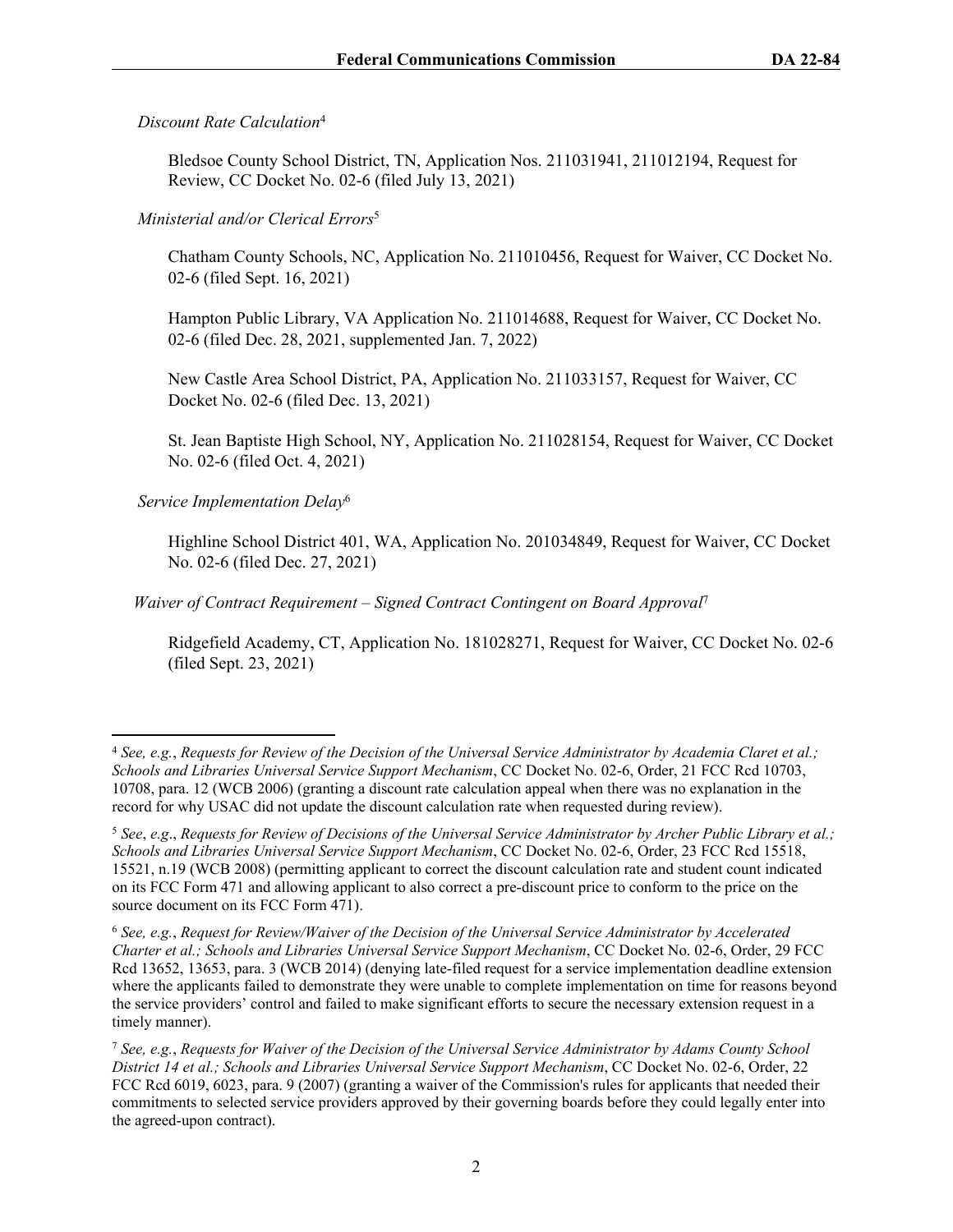*Discount Rate Calculation*[4]

Bledsoe County School District, TN, Application Nos. 211031941, 211012194, Request for Review, CC Docket No. 02-6 (filed July 13, 2021)

*Ministerial and/or Clerical Errors*[5]

Chatham County Schools, NC, Application No. 211010456, Request for Waiver, CC Docket No. 02-6 (filed Sept. 16, 2021)

Hampton Public Library, VA Application No. 211014688, Request for Waiver, CC Docket No. 02-6 (filed Dec. 28, 2021, supplemented Jan. 7, 2022)

New Castle Area School District, PA, Application No. 211033157, Request for Waiver, CC Docket No. 02-6 (filed Dec. 13, 2021)

St. Jean Baptiste High School, NY, Application No. 211028154, Request for Waiver, CC Docket No. 02-6 (filed Oct. 4, 2021)

*Service Implementation Delay*[6]

Highline School District 401, WA, Application No. 201034849, Request for Waiver, CC Docket No. 02-6 (filed Dec. 27, 2021)

*Waiver of Contract Requirement – Signed Contract Contingent on Board Approval*[7]

Ridgefield Academy, CT, Application No. 181028271, Request for Waiver, CC Docket No. 02-6 (filed Sept. 23, 2021)

---

[4] *See, e.g.*, *Requests for Review of the Decision of the Universal Service Administrator by Academia Claret et al.; Schools and Libraries Universal Service Support Mechanism*, CC Docket No. 02-6, Order, 21 FCC Rcd 10703, 10708, para. 12 (WCB 2006) (granting a discount rate calculation appeal when there was no explanation in the record for why USAC did not update the discount calculation rate when requested during review).

[5] *See*, *e.g.*, *Requests for Review of Decisions of the Universal Service Administrator by Archer Public Library et al.; Schools and Libraries Universal Service Support Mechanism*, CC Docket No. 02-6, Order, 23 FCC Rcd 15518, 15521, n.19 (WCB 2008) (permitting applicant to correct the discount calculation rate and student count indicated on its FCC Form 471 and allowing applicant to also correct a pre-discount price to conform to the price on the source document on its FCC Form 471).

[6] *See, e.g.*, *Request for Review/Waiver of the Decision of the Universal Service Administrator by Accelerated Charter et al.; Schools and Libraries Universal Service Support Mechanism*, CC Docket No. 02-6, Order, 29 FCC Rcd 13652, 13653, para. 3 (WCB 2014) (denying late-filed request for a service implementation deadline extension where the applicants failed to demonstrate they were unable to complete implementation on time for reasons beyond the service providers' control and failed to make significant efforts to secure the necessary extension request in a timely manner).

[7] *See, e.g.*, *Requests for Waiver of the Decision of the Universal Service Administrator by Adams County School District 14 et al.; Schools and Libraries Universal Service Support Mechanism*, CC Docket No. 02-6, Order, 22 FCC Rcd 6019, 6023, para. 9 (2007) (granting a waiver of the Commission's rules for applicants that needed their commitments to selected service providers approved by their governing boards before they could legally enter into the agreed-upon contract).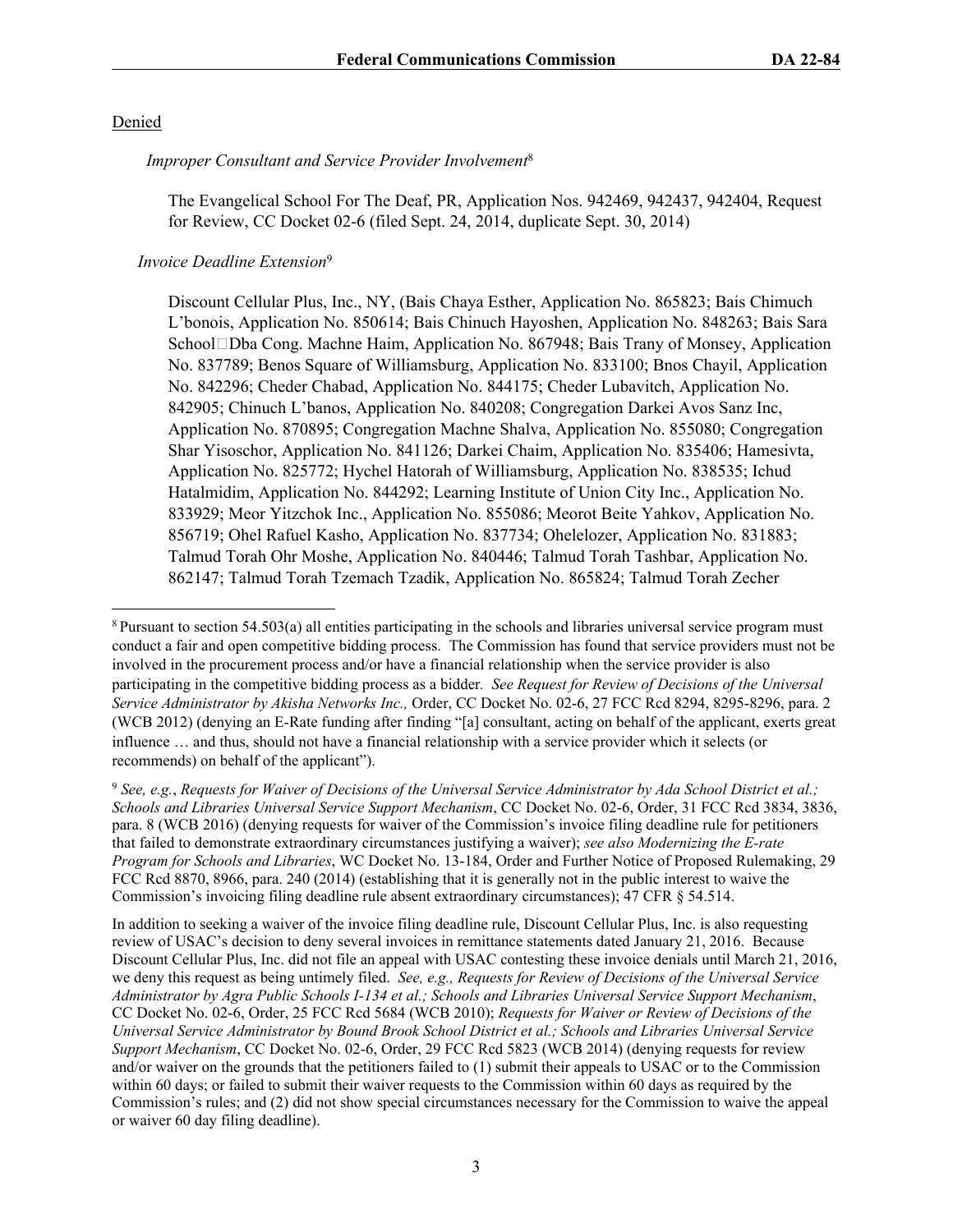Denied

*Improper Consultant and Service Provider Involvement*[8]

The Evangelical School For The Deaf, PR, Application Nos. 942469, 942437, 942404, Request for Review, CC Docket 02-6 (filed Sept. 24, 2014, duplicate Sept. 30, 2014)

*Invoice Deadline Extension*[9]

Discount Cellular Plus, Inc., NY, (Bais Chaya Esther, Application No. 865823; Bais Chimuch L'bonois, Application No. 850614; Bais Chinuch Hayoshen, Application No. 848263; Bais Sara School Dba Cong. Machne Haim, Application No. 867948; Bais Trany of Monsey, Application No. 837789; Benos Square of Williamsburg, Application No. 833100; Bnos Chayil, Application No. 842296; Cheder Chabad, Application No. 844175; Cheder Lubavitch, Application No. 842905; Chinuch L'banos, Application No. 840208; Congregation Darkei Avos Sanz Inc, Application No. 870895; Congregation Machne Shalva, Application No. 855080; Congregation Shar Yisoschor, Application No. 841126; Darkei Chaim, Application No. 835406; Hamesivta, Application No. 825772; Hychel Hatorah of Williamsburg, Application No. 838535; Ichud Hatalmidim, Application No. 844292; Learning Institute of Union City Inc., Application No. 833929; Meor Yitzchok Inc., Application No. 855086; Meorot Beite Yahkov, Application No. 856719; Ohel Rafuel Kasho, Application No. 837734; Ohelelozer, Application No. 831883; Talmud Torah Ohr Moshe, Application No. 840446; Talmud Torah Tashbar, Application No. 862147; Talmud Torah Tzemach Tzadik, Application No. 865824; Talmud Torah Zecher

---

[8] Pursuant to section 54.503(a) all entities participating in the schools and libraries universal service program must conduct a fair and open competitive bidding process. The Commission has found that service providers must not be involved in the procurement process and/or have a financial relationship when the service provider is also participating in the competitive bidding process as a bidder. *See Request for Review of Decisions of the Universal Service Administrator by Akisha Networks Inc.,* Order, CC Docket No. 02-6, 27 FCC Rcd 8294, 8295-8296, para. 2 (WCB 2012) (denying an E-Rate funding after finding "[a] consultant, acting on behalf of the applicant, exerts great influence … and thus, should not have a financial relationship with a service provider which it selects (or recommends) on behalf of the applicant").

[9] *See, e.g.*, *Requests for Waiver of Decisions of the Universal Service Administrator by Ada School District et al.; Schools and Libraries Universal Service Support Mechanism*, CC Docket No. 02-6, Order, 31 FCC Rcd 3834, 3836, para. 8 (WCB 2016) (denying requests for waiver of the Commission's invoice filing deadline rule for petitioners that failed to demonstrate extraordinary circumstances justifying a waiver); *see also Modernizing the E-rate Program for Schools and Libraries*, WC Docket No. 13-184, Order and Further Notice of Proposed Rulemaking, 29 FCC Rcd 8870, 8966, para. 240 (2014) (establishing that it is generally not in the public interest to waive the Commission's invoicing filing deadline rule absent extraordinary circumstances); 47 CFR § 54.514.

In addition to seeking a waiver of the invoice filing deadline rule, Discount Cellular Plus, Inc. is also requesting review of USAC's decision to deny several invoices in remittance statements dated January 21, 2016. Because Discount Cellular Plus, Inc. did not file an appeal with USAC contesting these invoice denials until March 21, 2016, we deny this request as being untimely filed. *See, e.g., Requests for Review of Decisions of the Universal Service Administrator by Agra Public Schools I-134 et al.; Schools and Libraries Universal Service Support Mechanism*, CC Docket No. 02-6, Order, 25 FCC Rcd 5684 (WCB 2010); *Requests for Waiver or Review of Decisions of the Universal Service Administrator by Bound Brook School District et al.; Schools and Libraries Universal Service Support Mechanism*, CC Docket No. 02-6, Order, 29 FCC Rcd 5823 (WCB 2014) (denying requests for review and/or waiver on the grounds that the petitioners failed to (1) submit their appeals to USAC or to the Commission within 60 days; or failed to submit their waiver requests to the Commission within 60 days as required by the Commission's rules; and (2) did not show special circumstances necessary for the Commission to waive the appeal or waiver 60 day filing deadline).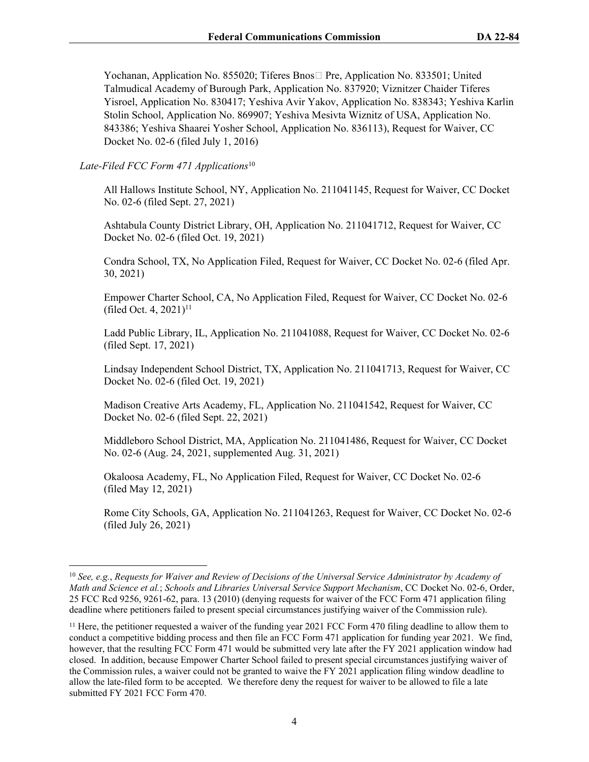Yochanan, Application No. 855020; Tiferes Bnos Pre, Application No. 833501; United Talmudical Academy of Burough Park, Application No. 837920; Viznitzer Chaider Tiferes Yisroel, Application No. 830417; Yeshiva Avir Yakov, Application No. 838343; Yeshiva Karlin Stolin School, Application No. 869907; Yeshiva Mesivta Wiznitz of USA, Application No. 843386; Yeshiva Shaarei Yosher School, Application No. 836113), Request for Waiver, CC Docket No. 02-6 (filed July 1, 2016)

*Late-Filed FCC Form 471 Applications*[10]

All Hallows Institute School, NY, Application No. 211041145, Request for Waiver, CC Docket No. 02-6 (filed Sept. 27, 2021)

Ashtabula County District Library, OH, Application No. 211041712, Request for Waiver, CC Docket No. 02-6 (filed Oct. 19, 2021)

Condra School, TX, No Application Filed, Request for Waiver, CC Docket No. 02-6 (filed Apr. 30, 2021)

Empower Charter School, CA, No Application Filed, Request for Waiver, CC Docket No. 02-6 (filed Oct. 4, 2021)[11]

Ladd Public Library, IL, Application No. 211041088, Request for Waiver, CC Docket No. 02-6 (filed Sept. 17, 2021)

Lindsay Independent School District, TX, Application No. 211041713, Request for Waiver, CC Docket No. 02-6 (filed Oct. 19, 2021)

Madison Creative Arts Academy, FL, Application No. 211041542, Request for Waiver, CC Docket No. 02-6 (filed Sept. 22, 2021)

Middleboro School District, MA, Application No. 211041486, Request for Waiver, CC Docket No. 02-6 (Aug. 24, 2021, supplemented Aug. 31, 2021)

Okaloosa Academy, FL, No Application Filed, Request for Waiver, CC Docket No. 02-6 (filed May 12, 2021)

Rome City Schools, GA, Application No. 211041263, Request for Waiver, CC Docket No. 02-6 (filed July 26, 2021)

---

[10] *See, e.g.*, *Requests for Waiver and Review of Decisions of the Universal Service Administrator by Academy of Math and Science et al.*; *Schools and Libraries Universal Service Support Mechanism*, CC Docket No. 02-6, Order, 25 FCC Rcd 9256, 9261-62, para. 13 (2010) (denying requests for waiver of the FCC Form 471 application filing deadline where petitioners failed to present special circumstances justifying waiver of the Commission rule).

[11] Here, the petitioner requested a waiver of the funding year 2021 FCC Form 470 filing deadline to allow them to conduct a competitive bidding process and then file an FCC Form 471 application for funding year 2021. We find, however, that the resulting FCC Form 471 would be submitted very late after the FY 2021 application window had closed. In addition, because Empower Charter School failed to present special circumstances justifying waiver of the Commission rules, a waiver could not be granted to waive the FY 2021 application filing window deadline to allow the late-filed form to be accepted. We therefore deny the request for waiver to be allowed to file a late submitted FY 2021 FCC Form 470.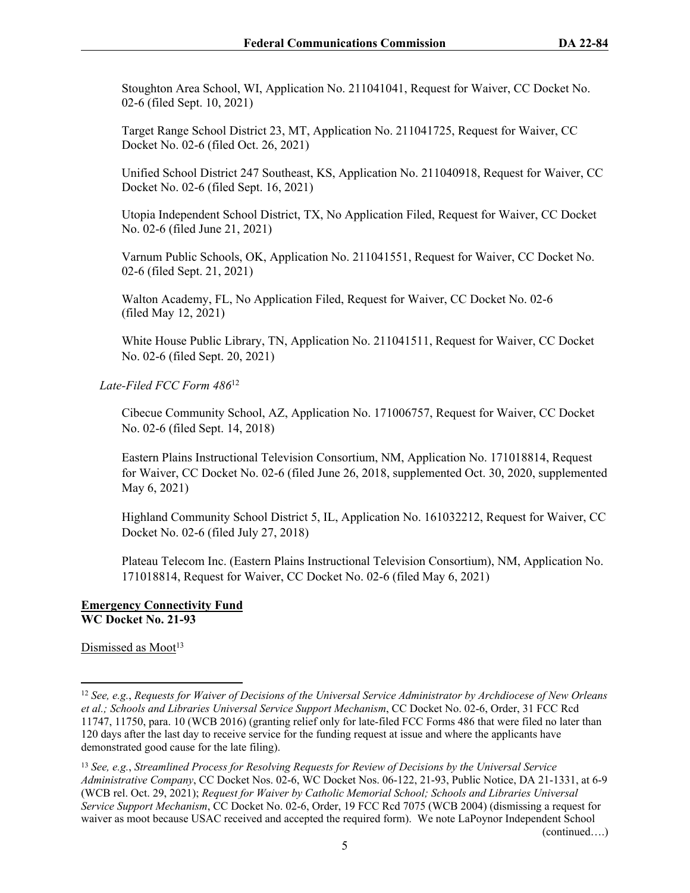Stoughton Area School, WI, Application No. 211041041, Request for Waiver, CC Docket No. 02-6 (filed Sept. 10, 2021)

Target Range School District 23, MT, Application No. 211041725, Request for Waiver, CC Docket No. 02-6 (filed Oct. 26, 2021)

Unified School District 247 Southeast, KS, Application No. 211040918, Request for Waiver, CC Docket No. 02-6 (filed Sept. 16, 2021)

Utopia Independent School District, TX, No Application Filed, Request for Waiver, CC Docket No. 02-6 (filed June 21, 2021)

Varnum Public Schools, OK, Application No. 211041551, Request for Waiver, CC Docket No. 02-6 (filed Sept. 21, 2021)

Walton Academy, FL, No Application Filed, Request for Waiver, CC Docket No. 02-6 (filed May 12, 2021)

White House Public Library, TN, Application No. 211041511, Request for Waiver, CC Docket No. 02-6 (filed Sept. 20, 2021)

*Late-Filed FCC Form 486*[12]

Cibecue Community School, AZ, Application No. 171006757, Request for Waiver, CC Docket No. 02-6 (filed Sept. 14, 2018)

Eastern Plains Instructional Television Consortium, NM, Application No. 171018814, Request for Waiver, CC Docket No. 02-6 (filed June 26, 2018, supplemented Oct. 30, 2020, supplemented May 6, 2021)

Highland Community School District 5, IL, Application No. 161032212, Request for Waiver, CC Docket No. 02-6 (filed July 27, 2018)

Plateau Telecom Inc. (Eastern Plains Instructional Television Consortium), NM, Application No. 171018814, Request for Waiver, CC Docket No. 02-6 (filed May 6, 2021)

**Emergency Connectivity Fund**
**WC Docket No. 21-93**

Dismissed as Moot[13]

---

[12] *See, e.g.*, *Requests for Waiver of Decisions of the Universal Service Administrator by Archdiocese of New Orleans et al.; Schools and Libraries Universal Service Support Mechanism*, CC Docket No. 02-6, Order, 31 FCC Rcd 11747, 11750, para. 10 (WCB 2016) (granting relief only for late-filed FCC Forms 486 that were filed no later than 120 days after the last day to receive service for the funding request at issue and where the applicants have demonstrated good cause for the late filing).

[13] *See, e.g.*, *Streamlined Process for Resolving Requests for Review of Decisions by the Universal Service Administrative Company*, CC Docket Nos. 02-6, WC Docket Nos. 06-122, 21-93, Public Notice, DA 21-1331, at 6-9 (WCB rel. Oct. 29, 2021); *Request for Waiver by Catholic Memorial School; Schools and Libraries Universal Service Support Mechanism*, CC Docket No. 02-6, Order, 19 FCC Rcd 7075 (WCB 2004) (dismissing a request for waiver as moot because USAC received and accepted the required form). We note LaPoynor Independent School (continued….)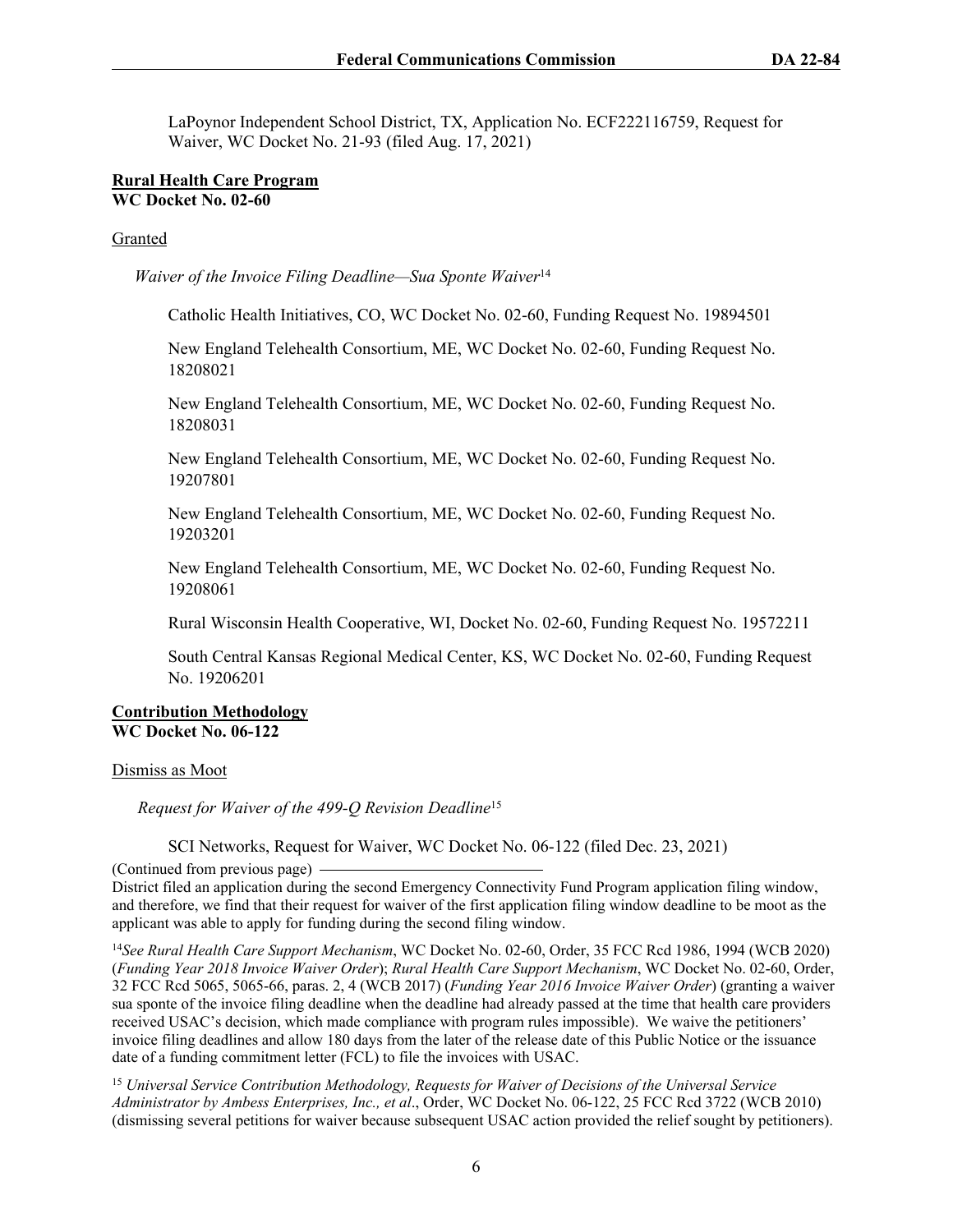LaPoynor Independent School District, TX, Application No. ECF222116759, Request for Waiver, WC Docket No. 21-93 (filed Aug. 17, 2021)

**Rural Health Care Program**
**WC Docket No. 02-60**

Granted

*Waiver of the Invoice Filing Deadline—Sua Sponte Waiver*[14]

Catholic Health Initiatives, CO, WC Docket No. 02-60, Funding Request No. 19894501

New England Telehealth Consortium, ME, WC Docket No. 02-60, Funding Request No. 18208021

New England Telehealth Consortium, ME, WC Docket No. 02-60, Funding Request No. 18208031

New England Telehealth Consortium, ME, WC Docket No. 02-60, Funding Request No. 19207801

New England Telehealth Consortium, ME, WC Docket No. 02-60, Funding Request No. 19203201

New England Telehealth Consortium, ME, WC Docket No. 02-60, Funding Request No. 19208061

Rural Wisconsin Health Cooperative, WI, Docket No. 02-60, Funding Request No. 19572211

South Central Kansas Regional Medical Center, KS, WC Docket No. 02-60, Funding Request No. 19206201

**Contribution Methodology**
**WC Docket No. 06-122**

Dismiss as Moot

*Request for Waiver of the 499-Q Revision Deadline*[15]

SCI Networks, Request for Waiver, WC Docket No. 06-122 (filed Dec. 23, 2021)

---

(Continued from previous page)
District filed an application during the second Emergency Connectivity Fund Program application filing window, and therefore, we find that their request for waiver of the first application filing window deadline to be moot as the applicant was able to apply for funding during the second filing window.

[14] *See Rural Health Care Support Mechanism*, WC Docket No. 02-60, Order, 35 FCC Rcd 1986, 1994 (WCB 2020) (*Funding Year 2018 Invoice Waiver Order*); *Rural Health Care Support Mechanism*, WC Docket No. 02-60, Order, 32 FCC Rcd 5065, 5065-66, paras. 2, 4 (WCB 2017) (*Funding Year 2016 Invoice Waiver Order*) (granting a waiver sua sponte of the invoice filing deadline when the deadline had already passed at the time that health care providers received USAC's decision, which made compliance with program rules impossible). We waive the petitioners' invoice filing deadlines and allow 180 days from the later of the release date of this Public Notice or the issuance date of a funding commitment letter (FCL) to file the invoices with USAC.

[15] *Universal Service Contribution Methodology, Requests for Waiver of Decisions of the Universal Service Administrator by Ambess Enterprises, Inc., et al*., Order, WC Docket No. 06-122, 25 FCC Rcd 3722 (WCB 2010) (dismissing several petitions for waiver because subsequent USAC action provided the relief sought by petitioners).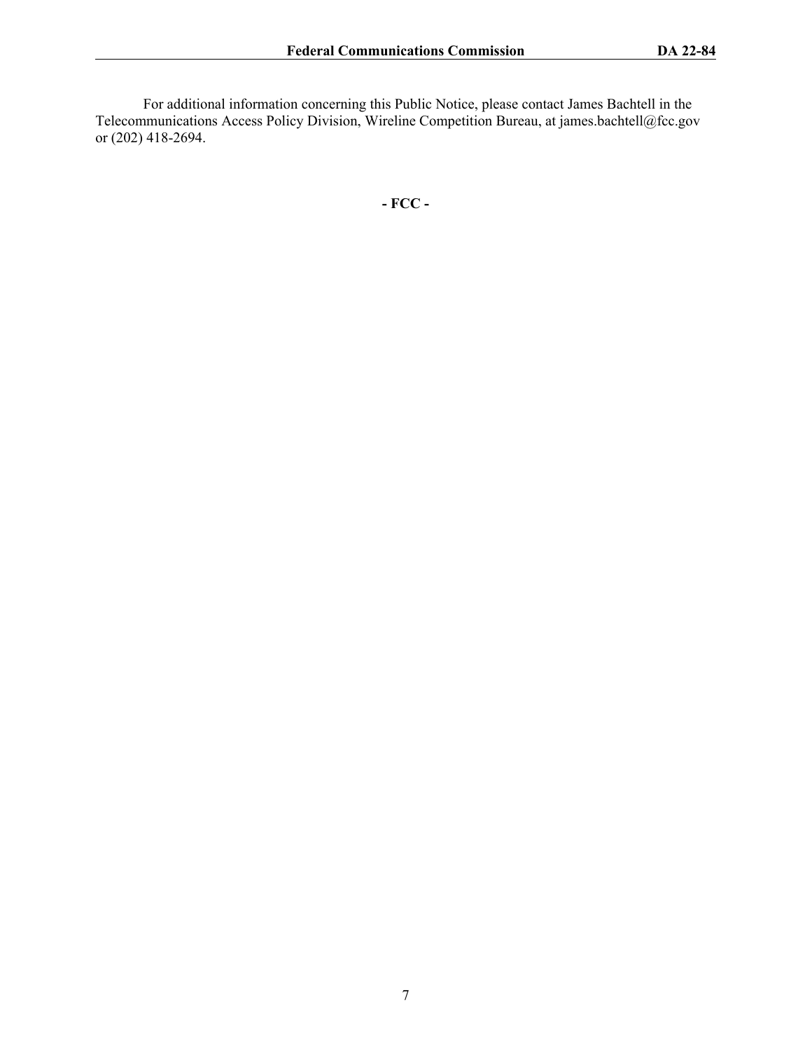For additional information concerning this Public Notice, please contact James Bachtell in the Telecommunications Access Policy Division, Wireline Competition Bureau, at james.bachtell@fcc.gov or (202) 418-2694.

**- FCC -**